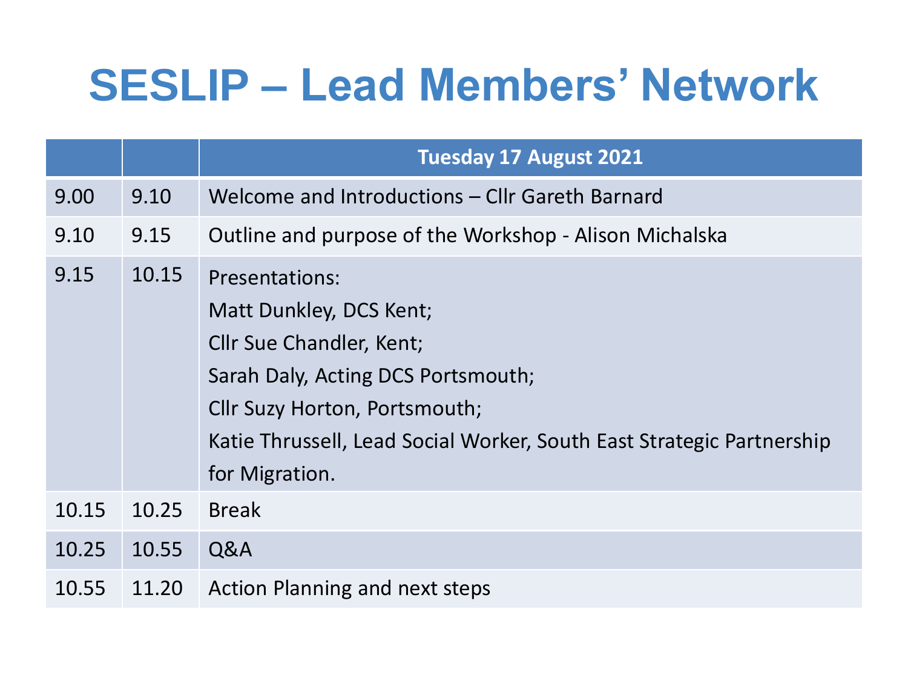# SESLIP – Lead Members' Network

| | | Tuesday 17 August 2021 |
|---|---|---|
| 9.00 | 9.10 | Welcome and Introductions – Cllr Gareth Barnard |
| 9.10 | 9.15 | Outline and purpose of the Workshop - Alison Michalska |
| 9.15 | 10.15 | Presentations:<br>Matt Dunkley, DCS Kent;<br>Cllr Sue Chandler, Kent;<br>Sarah Daly, Acting DCS Portsmouth;<br>Cllr Suzy Horton, Portsmouth;<br>Katie Thrussell, Lead Social Worker, South East Strategic Partnership for Migration. |
| 10.15 | 10.25 | Break |
| 10.25 | 10.55 | Q&A |
| 10.55 | 11.20 | Action Planning and next steps |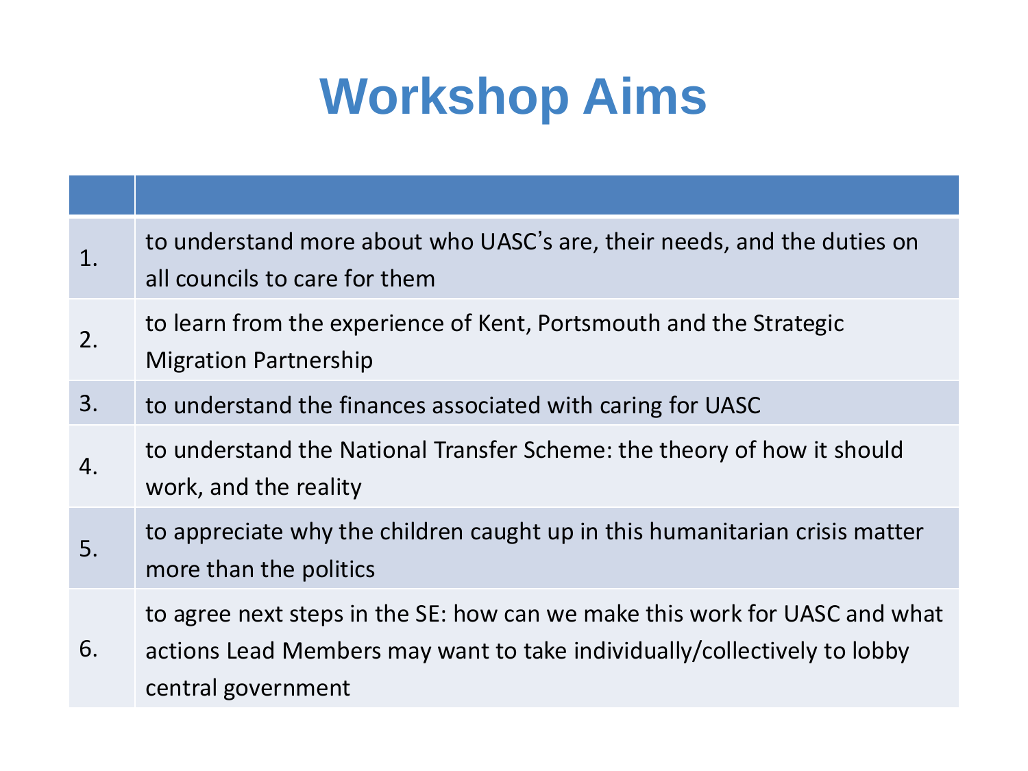# Workshop Aims

| | |
|---|---|
| 1. | to understand more about who UASC's are, their needs, and the duties on all councils to care for them |
| 2. | to learn from the experience of Kent, Portsmouth and the Strategic Migration Partnership |
| 3. | to understand the finances associated with caring for UASC |
| 4. | to understand the National Transfer Scheme: the theory of how it should work, and the reality |
| 5. | to appreciate why the children caught up in this humanitarian crisis matter more than the politics |
| 6. | to agree next steps in the SE: how can we make this work for UASC and what actions Lead Members may want to take individually/collectively to lobby central government |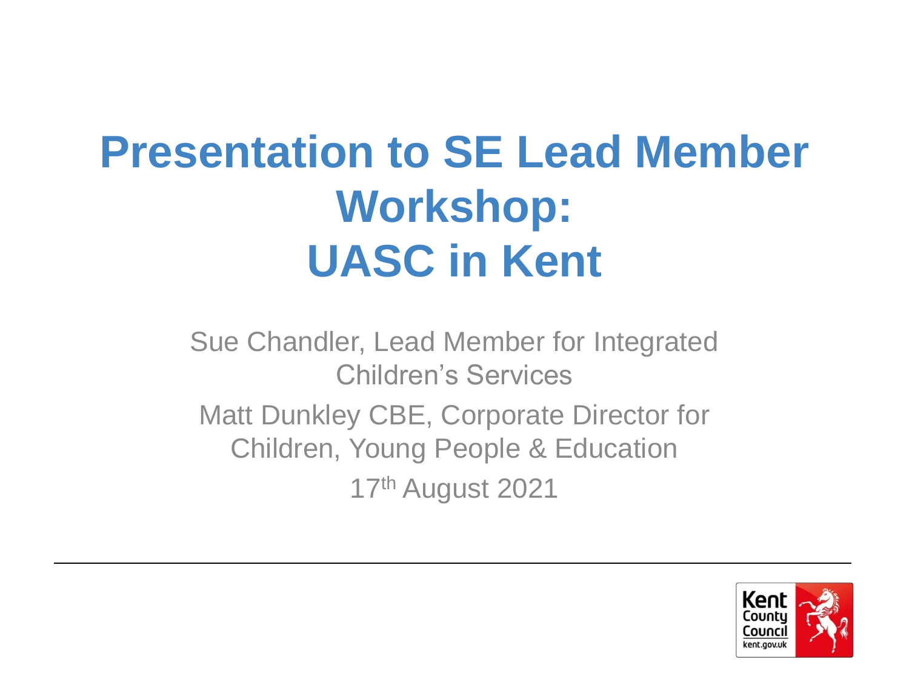# Presentation to SE Lead Member Workshop: UASC in Kent

Sue Chandler, Lead Member for Integrated Children's Services

Matt Dunkley CBE, Corporate Director for Children, Young People & Education

17th August 2021

Kent County Council
kent.gov.uk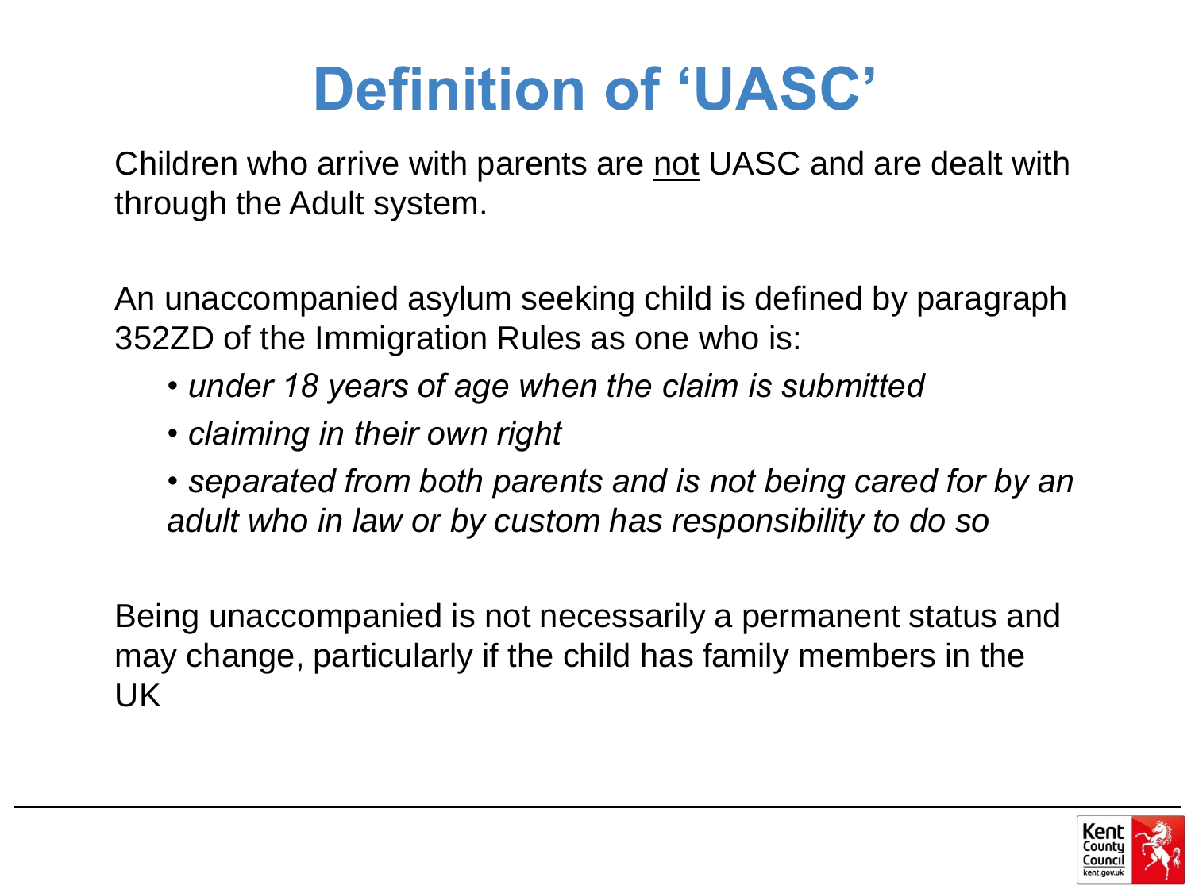# Definition of 'UASC'

Children who arrive with parents are <u>not</u> UASC and are dealt with through the Adult system.

An unaccompanied asylum seeking child is defined by paragraph 352ZD of the Immigration Rules as one who is:

- *under 18 years of age when the claim is submitted*
- *claiming in their own right*
- *separated from both parents and is not being cared for by an adult who in law or by custom has responsibility to do so*

Being unaccompanied is not necessarily a permanent status and may change, particularly if the child has family members in the UK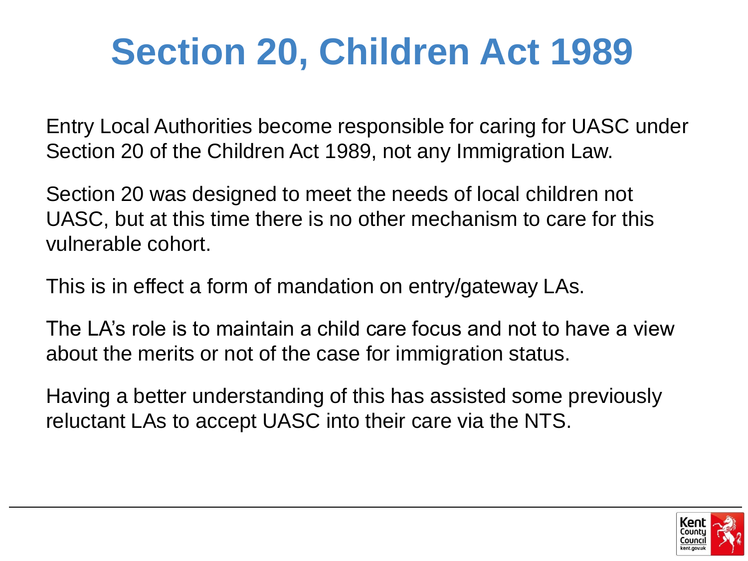# Section 20, Children Act 1989

Entry Local Authorities become responsible for caring for UASC under Section 20 of the Children Act 1989, not any Immigration Law.

Section 20 was designed to meet the needs of local children not UASC, but at this time there is no other mechanism to care for this vulnerable cohort.

This is in effect a form of mandation on entry/gateway LAs.

The LA's role is to maintain a child care focus and not to have a view about the merits or not of the case for immigration status.

Having a better understanding of this has assisted some previously reluctant LAs to accept UASC into their care via the NTS.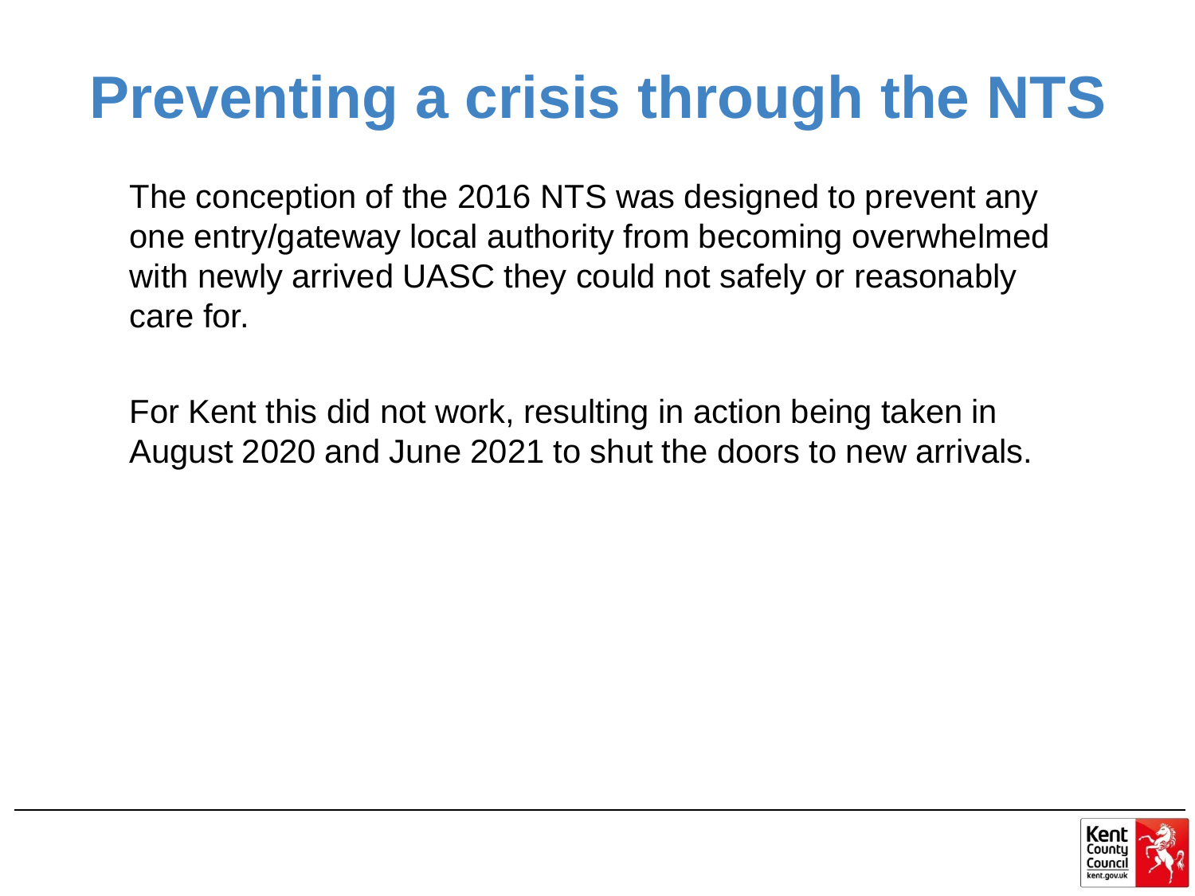# Preventing a crisis through the NTS

The conception of the 2016 NTS was designed to prevent any one entry/gateway local authority from becoming overwhelmed with newly arrived UASC they could not safely or reasonably care for.

For Kent this did not work, resulting in action being taken in August 2020 and June 2021 to shut the doors to new arrivals.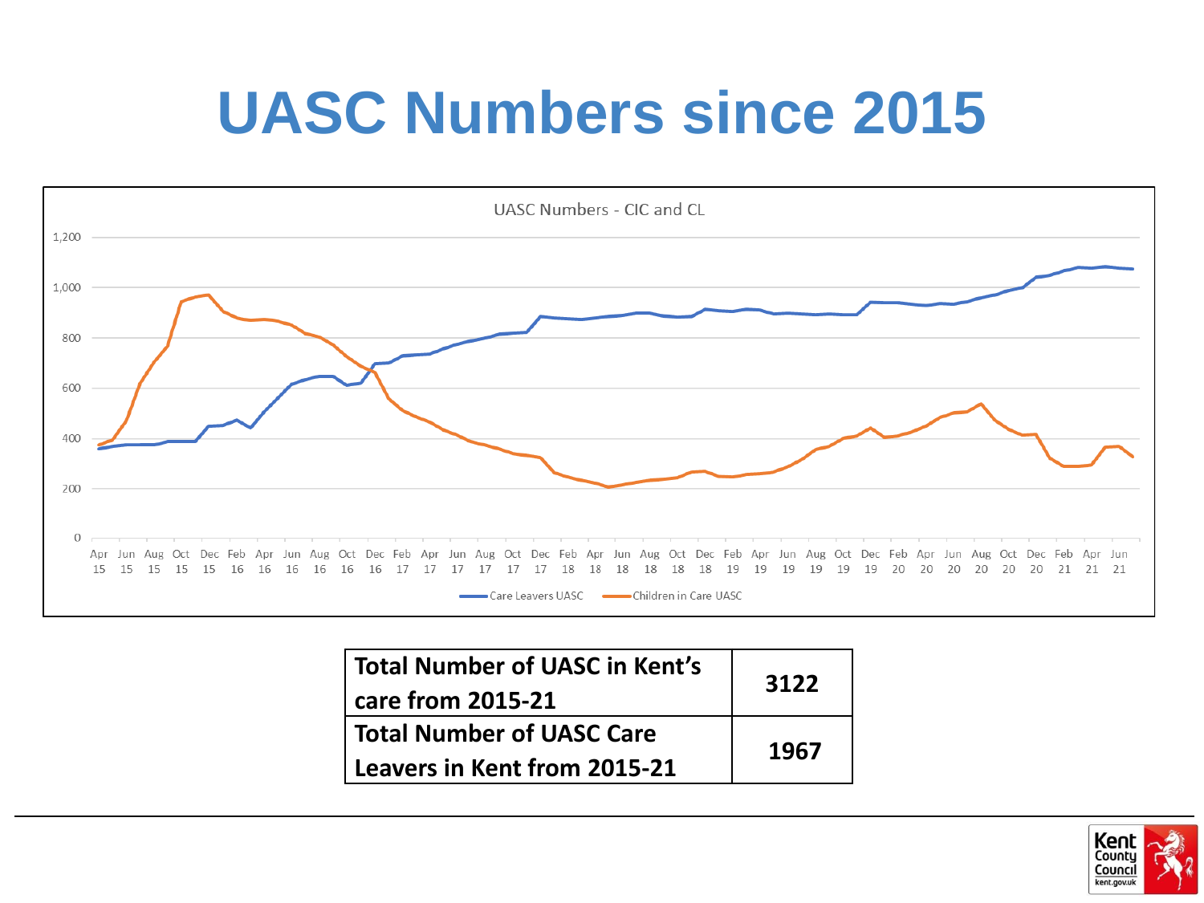# UASC Numbers since 2015

UASC Numbers - CIC and CL

| Total Number of UASC in Kent's care from 2015-21 | 3122 |
|---|---|
| Total Number of UASC Care Leavers in Kent from 2015-21 | 1967 |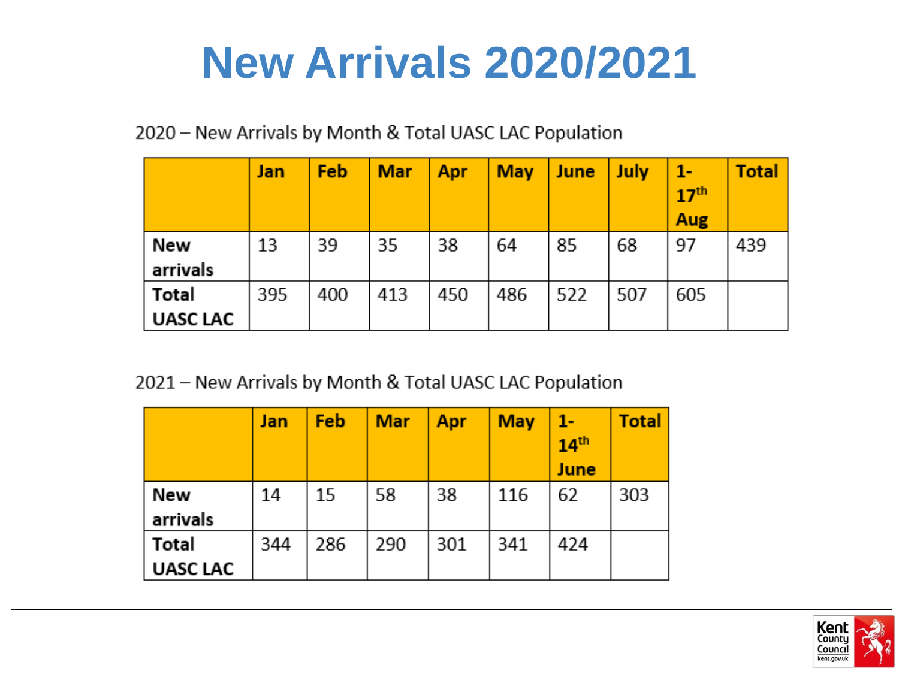# New Arrivals 2020/2021

2020 – New Arrivals by Month & Total UASC LAC Population

| | Jan | Feb | Mar | Apr | May | June | July | 1-17th Aug | Total |
|---|---|---|---|---|---|---|---|---|---|
| **New arrivals** | 13 | 39 | 35 | 38 | 64 | 85 | 68 | 97 | 439 |
| **Total UASC LAC** | 395 | 400 | 413 | 450 | 486 | 522 | 507 | 605 | |

2021 – New Arrivals by Month & Total UASC LAC Population

| | Jan | Feb | Mar | Apr | May | 1-14th June | Total |
|---|---|---|---|---|---|---|---|
| **New arrivals** | 14 | 15 | 58 | 38 | 116 | 62 | 303 |
| **Total UASC LAC** | 344 | 286 | 290 | 301 | 341 | 424 | |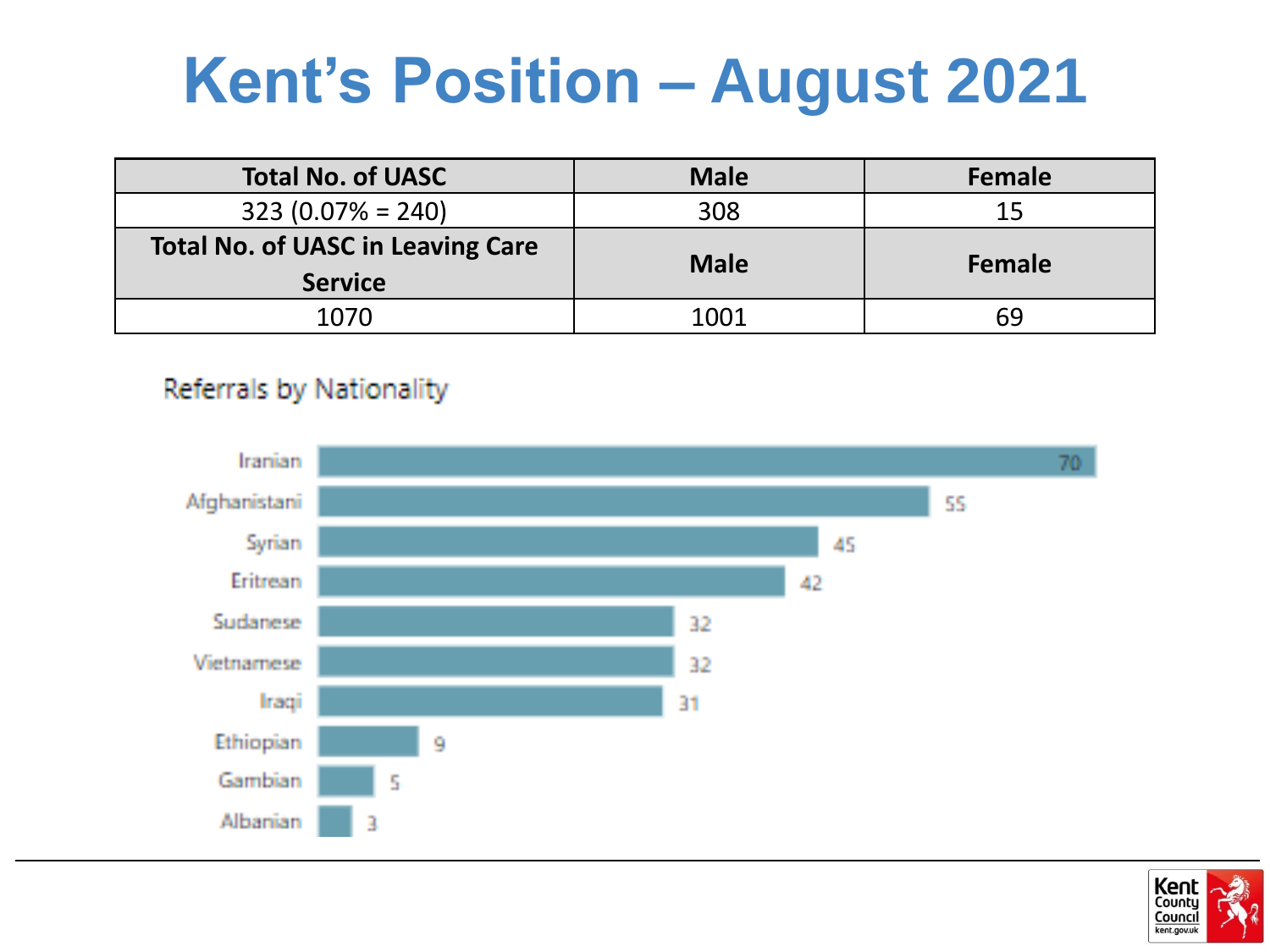# Kent's Position – August 2021

| Total No. of UASC | Male | Female |
|---|---|---|
| 323 (0.07% = 240) | 308 | 15 |
| **Total No. of UASC in Leaving Care Service** | **Male** | **Female** |
| 1070 | 1001 | 69 |

Referrals by Nationality

| Nationality | Referrals |
|---|---|
| Iranian | 70 |
| Afghanistani | 55 |
| Syrian | 45 |
| Eritrean | 42 |
| Sudanese | 32 |
| Vietnamese | 32 |
| Iraqi | 31 |
| Ethiopian | 9 |
| Gambian | 5 |
| Albanian | 3 |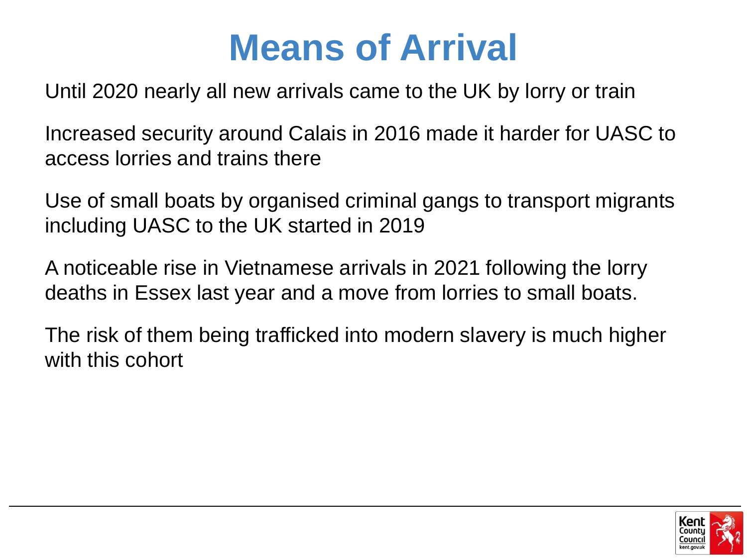# Means of Arrival

Until 2020 nearly all new arrivals came to the UK by lorry or train

Increased security around Calais in 2016 made it harder for UASC to access lorries and trains there

Use of small boats by organised criminal gangs to transport migrants including UASC to the UK started in 2019

A noticeable rise in Vietnamese arrivals in 2021 following the lorry deaths in Essex last year and a move from lorries to small boats.

The risk of them being trafficked into modern slavery is much higher with this cohort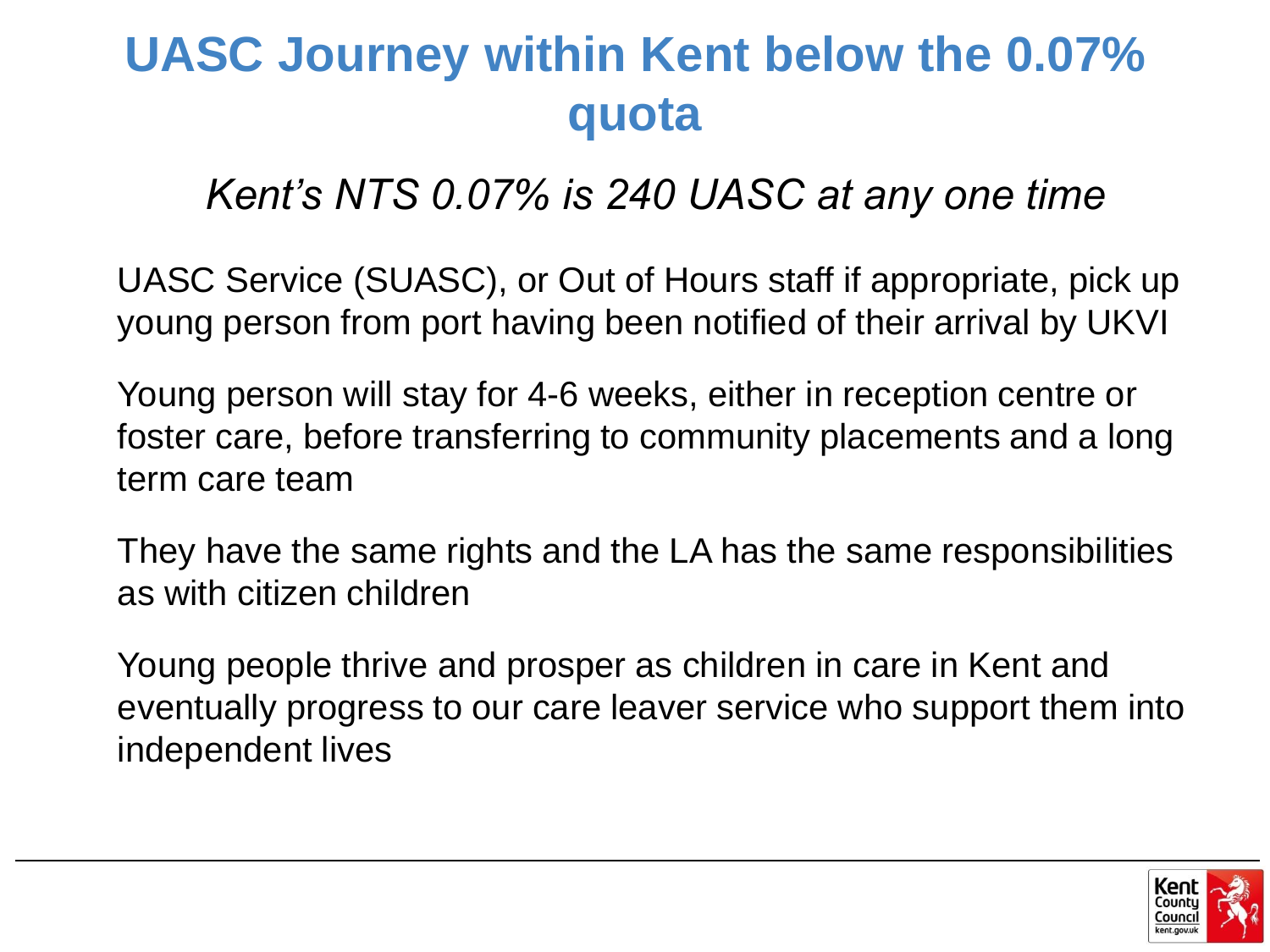# UASC Journey within Kent below the 0.07% quota

*Kent's NTS 0.07% is 240 UASC at any one time*

UASC Service (SUASC), or Out of Hours staff if appropriate, pick up young person from port having been notified of their arrival by UKVI

Young person will stay for 4-6 weeks, either in reception centre or foster care, before transferring to community placements and a long term care team

They have the same rights and the LA has the same responsibilities as with citizen children

Young people thrive and prosper as children in care in Kent and eventually progress to our care leaver service who support them into independent lives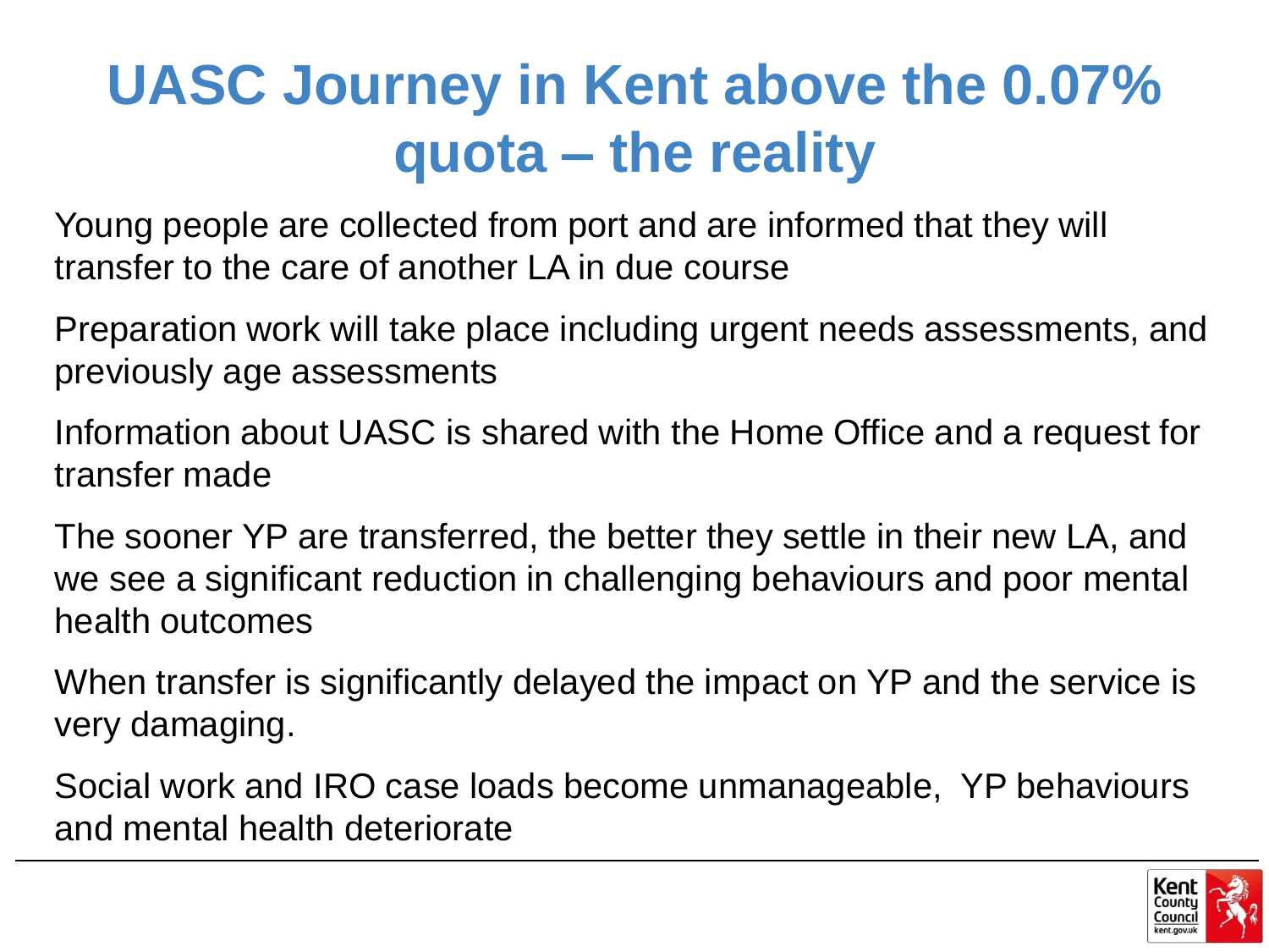# UASC Journey in Kent above the 0.07% quota – the reality

Young people are collected from port and are informed that they will transfer to the care of another LA in due course

Preparation work will take place including urgent needs assessments, and previously age assessments

Information about UASC is shared with the Home Office and a request for transfer made

The sooner YP are transferred, the better they settle in their new LA, and we see a significant reduction in challenging behaviours and poor mental health outcomes

When transfer is significantly delayed the impact on YP and the service is very damaging.

Social work and IRO case loads become unmanageable, YP behaviours and mental health deteriorate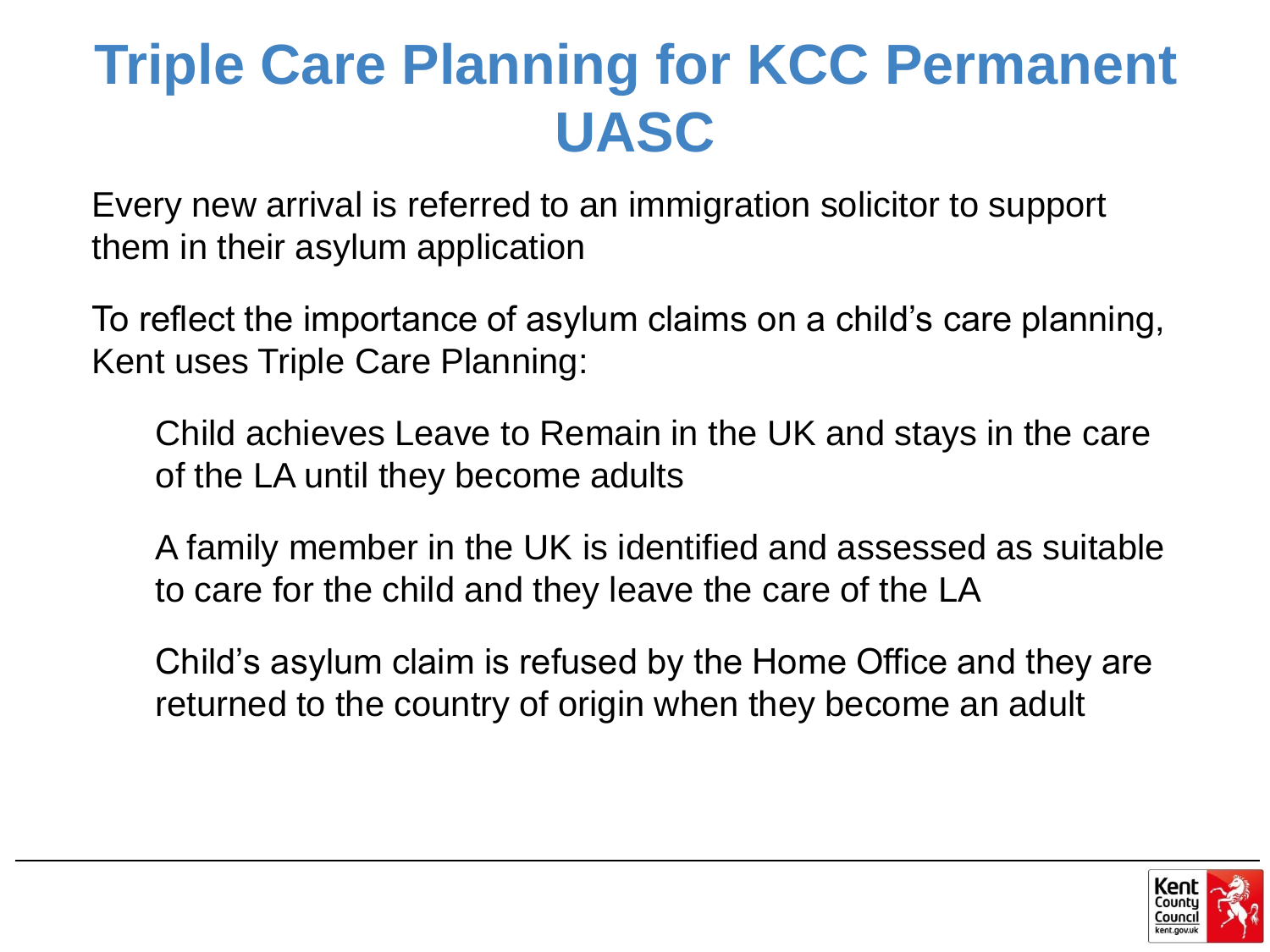# Triple Care Planning for KCC Permanent UASC

Every new arrival is referred to an immigration solicitor to support them in their asylum application

To reflect the importance of asylum claims on a child's care planning, Kent uses Triple Care Planning:

- Child achieves Leave to Remain in the UK and stays in the care of the LA until they become adults
- A family member in the UK is identified and assessed as suitable to care for the child and they leave the care of the LA
- Child's asylum claim is refused by the Home Office and they are returned to the country of origin when they become an adult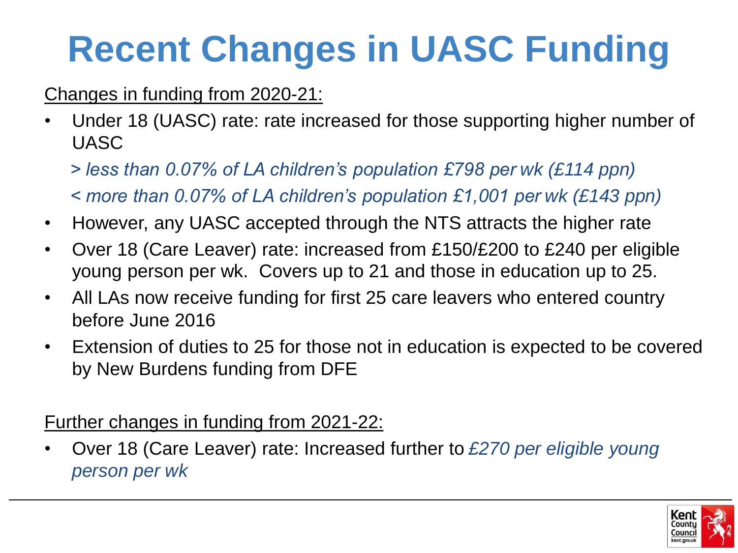# Recent Changes in UASC Funding

<u>Changes in funding from 2020-21:</u>

- Under 18 (UASC) rate: rate increased for those supporting higher number of UASC

  *> less than 0.07% of LA children's population £798 per wk (£114 ppn)*

  *< more than 0.07% of LA children's population £1,001 per wk (£143 ppn)*

- However, any UASC accepted through the NTS attracts the higher rate
- Over 18 (Care Leaver) rate: increased from £150/£200 to £240 per eligible young person per wk. Covers up to 21 and those in education up to 25.
- All LAs now receive funding for first 25 care leavers who entered country before June 2016
- Extension of duties to 25 for those not in education is expected to be covered by New Burdens funding from DFE

<u>Further changes in funding from 2021-22:</u>

- Over 18 (Care Leaver) rate: Increased further to *£270 per eligible young person per wk*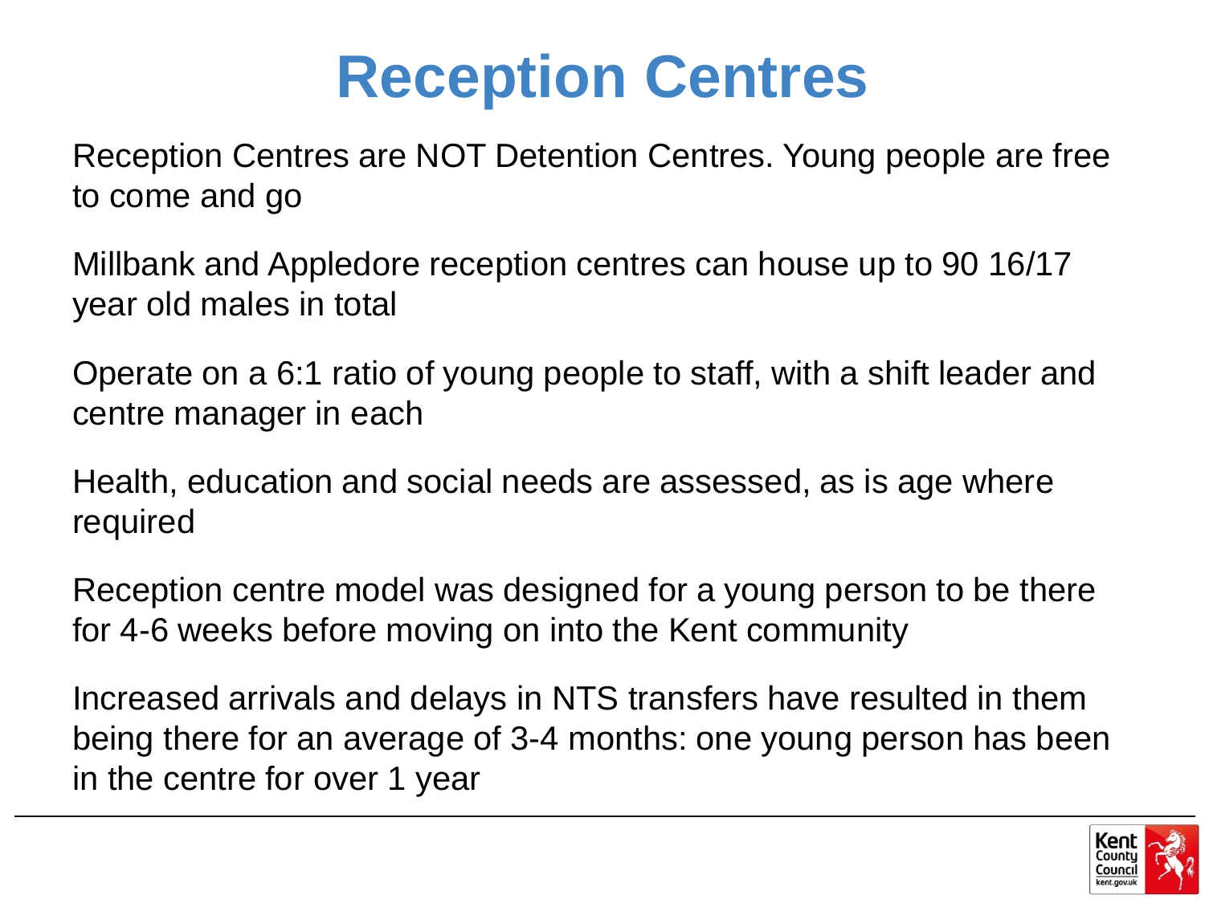# Reception Centres

Reception Centres are NOT Detention Centres. Young people are free to come and go

Millbank and Appledore reception centres can house up to 90 16/17 year old males in total

Operate on a 6:1 ratio of young people to staff, with a shift leader and centre manager in each

Health, education and social needs are assessed, as is age where required

Reception centre model was designed for a young person to be there for 4-6 weeks before moving on into the Kent community

Increased arrivals and delays in NTS transfers have resulted in them being there for an average of 3-4 months: one young person has been in the centre for over 1 year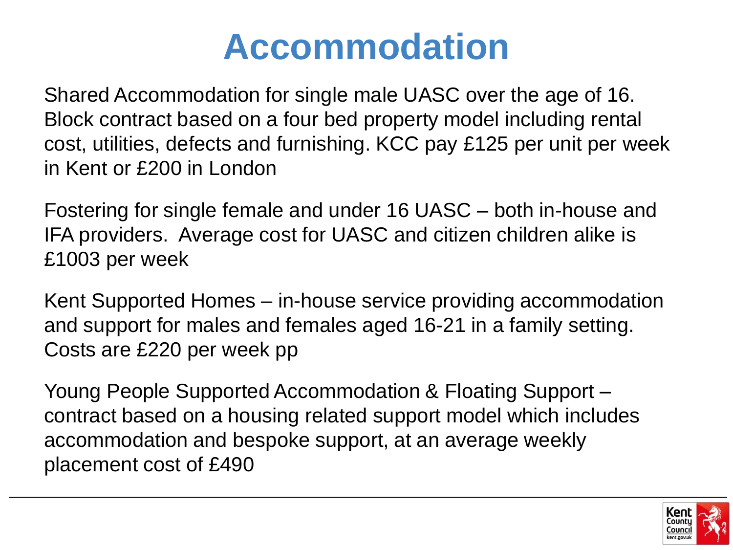# Accommodation

Shared Accommodation for single male UASC over the age of 16. Block contract based on a four bed property model including rental cost, utilities, defects and furnishing. KCC pay £125 per unit per week in Kent or £200 in London

Fostering for single female and under 16 UASC – both in-house and IFA providers. Average cost for UASC and citizen children alike is £1003 per week

Kent Supported Homes – in-house service providing accommodation and support for males and females aged 16-21 in a family setting. Costs are £220 per week pp

Young People Supported Accommodation & Floating Support – contract based on a housing related support model which includes accommodation and bespoke support, at an average weekly placement cost of £490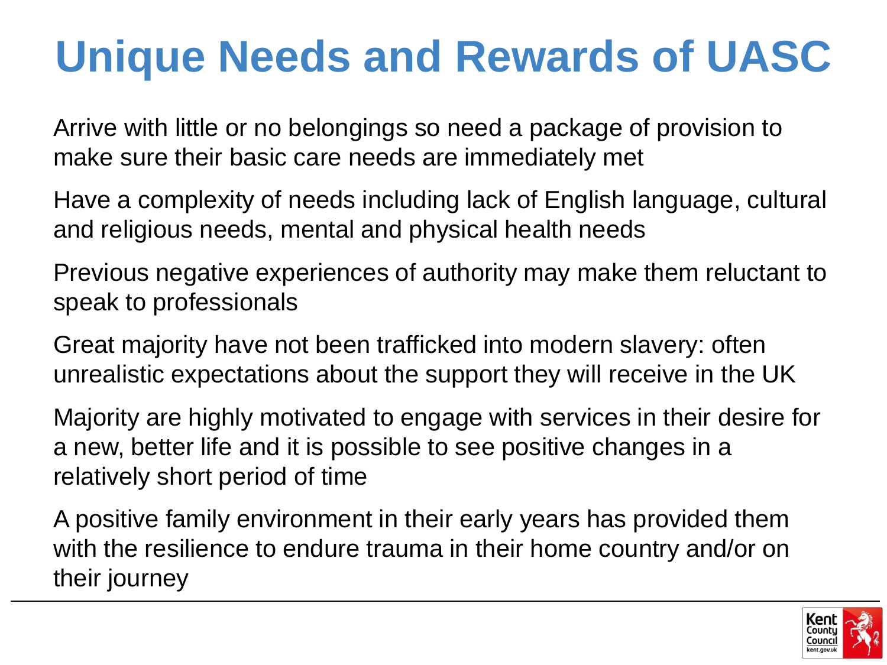# Unique Needs and Rewards of UASC

Arrive with little or no belongings so need a package of provision to make sure their basic care needs are immediately met

Have a complexity of needs including lack of English language, cultural and religious needs, mental and physical health needs

Previous negative experiences of authority may make them reluctant to speak to professionals

Great majority have not been trafficked into modern slavery: often unrealistic expectations about the support they will receive in the UK

Majority are highly motivated to engage with services in their desire for a new, better life and it is possible to see positive changes in a relatively short period of time

A positive family environment in their early years has provided them with the resilience to endure trauma in their home country and/or on their journey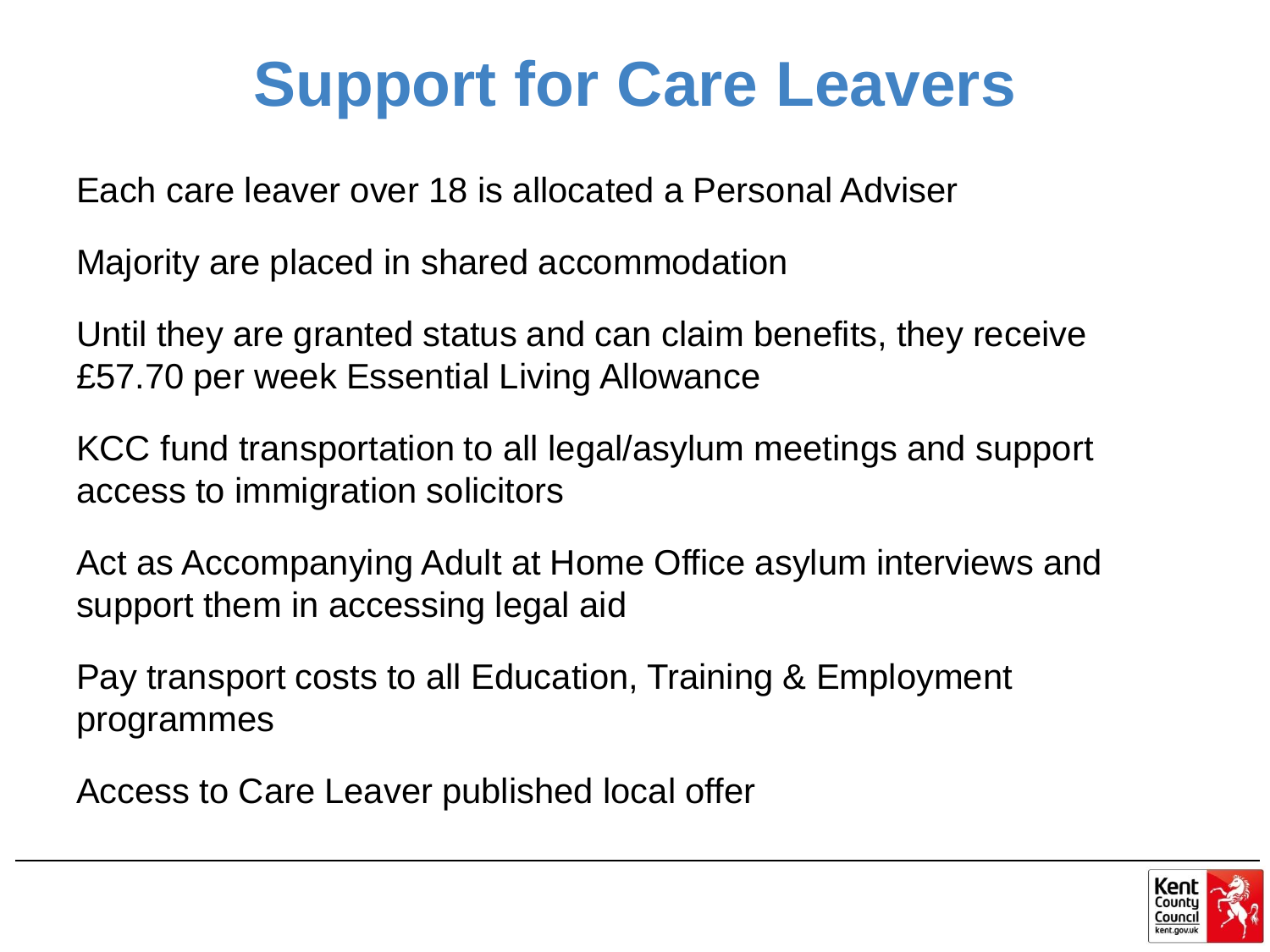# Support for Care Leavers

Each care leaver over 18 is allocated a Personal Adviser

Majority are placed in shared accommodation

Until they are granted status and can claim benefits, they receive £57.70 per week Essential Living Allowance

KCC fund transportation to all legal/asylum meetings and support access to immigration solicitors

Act as Accompanying Adult at Home Office asylum interviews and support them in accessing legal aid

Pay transport costs to all Education, Training & Employment programmes

Access to Care Leaver published local offer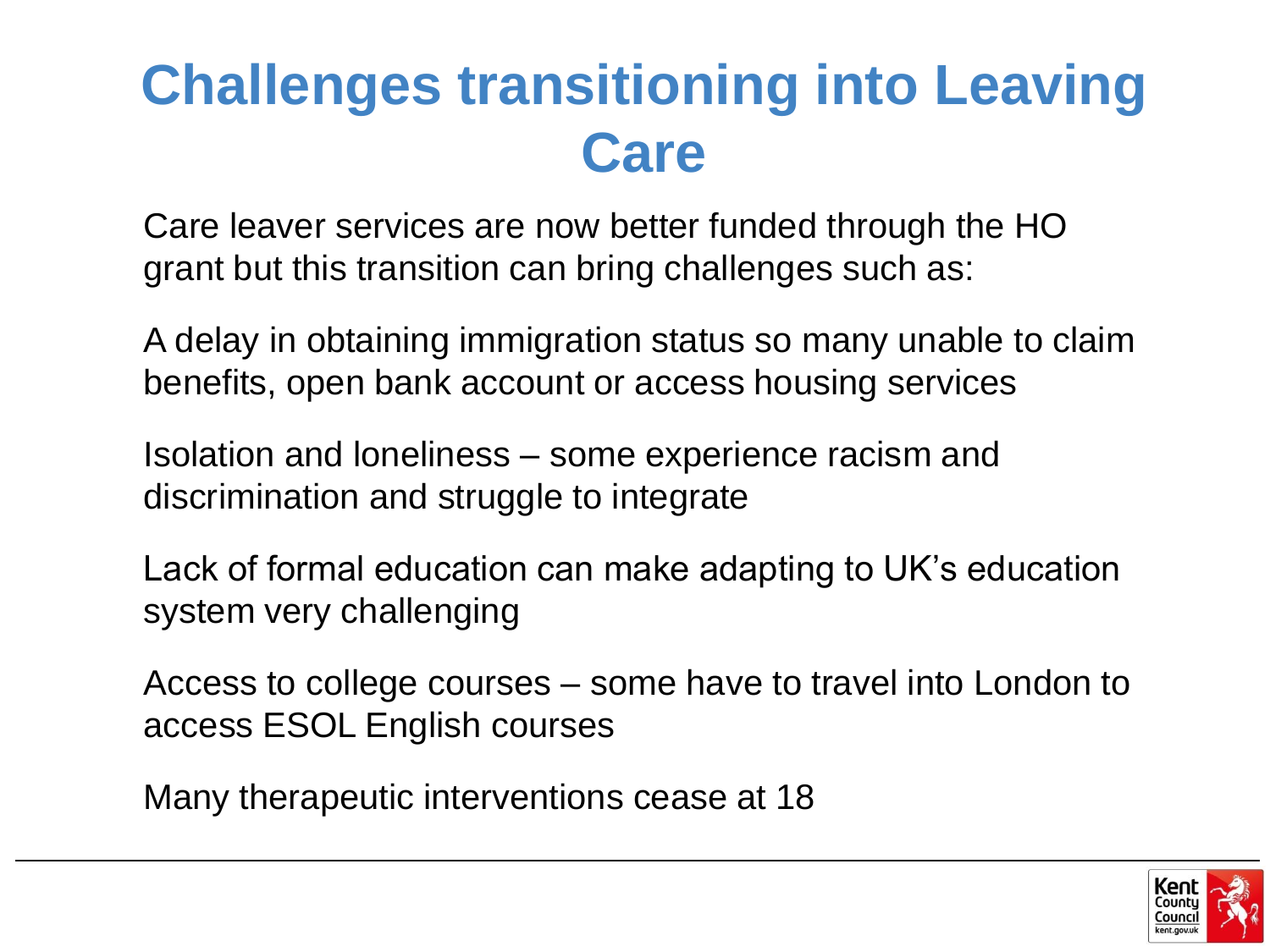# Challenges transitioning into Leaving Care

Care leaver services are now better funded through the HO grant but this transition can bring challenges such as:

A delay in obtaining immigration status so many unable to claim benefits, open bank account or access housing services

Isolation and loneliness – some experience racism and discrimination and struggle to integrate

Lack of formal education can make adapting to UK's education system very challenging

Access to college courses – some have to travel into London to access ESOL English courses

Many therapeutic interventions cease at 18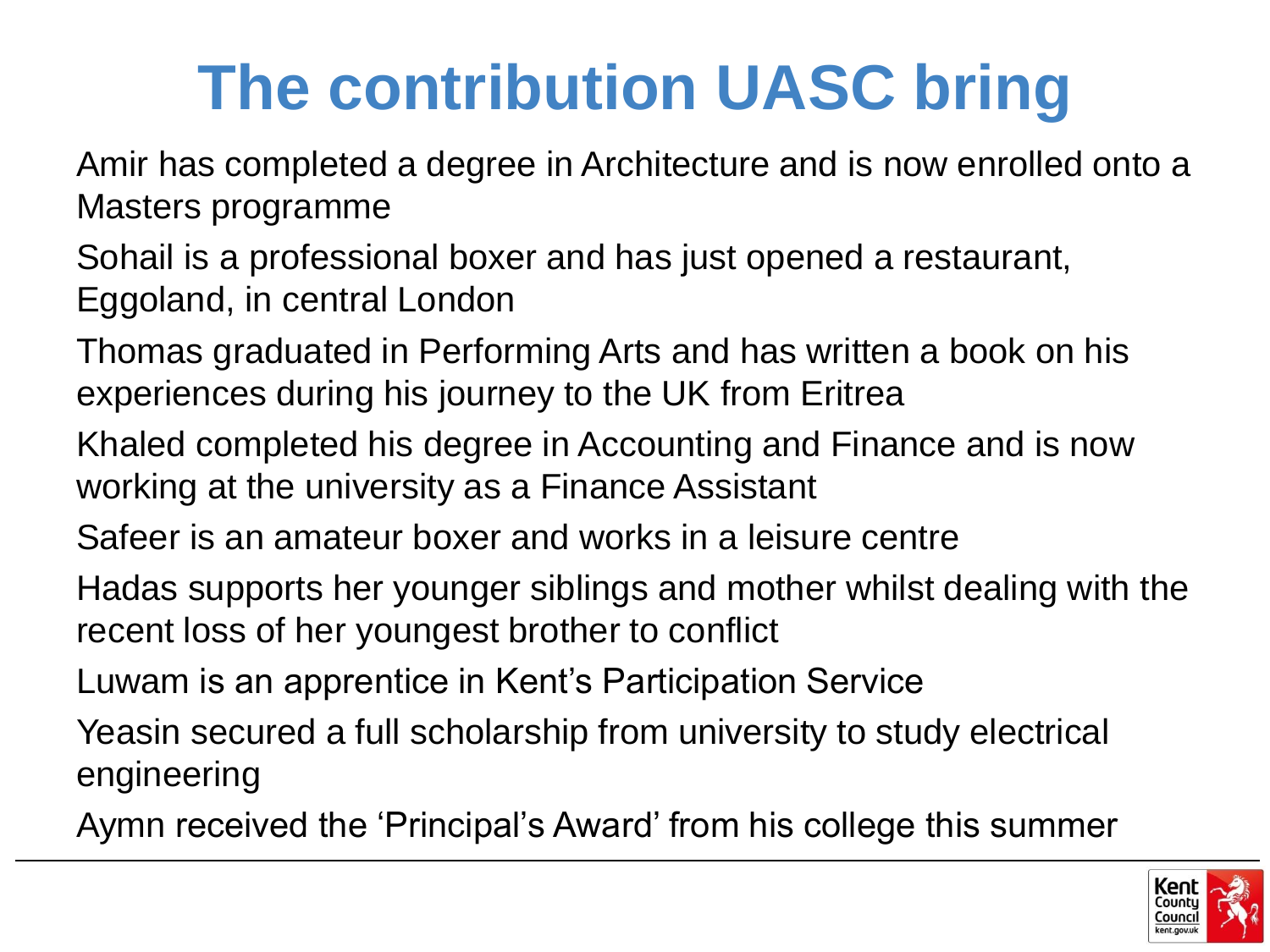# The contribution UASC bring

Amir has completed a degree in Architecture and is now enrolled onto a Masters programme

Sohail is a professional boxer and has just opened a restaurant, Eggoland, in central London

Thomas graduated in Performing Arts and has written a book on his experiences during his journey to the UK from Eritrea

Khaled completed his degree in Accounting and Finance and is now working at the university as a Finance Assistant

Safeer is an amateur boxer and works in a leisure centre

Hadas supports her younger siblings and mother whilst dealing with the recent loss of her youngest brother to conflict

Luwam is an apprentice in Kent's Participation Service

Yeasin secured a full scholarship from university to study electrical engineering

Aymn received the 'Principal's Award' from his college this summer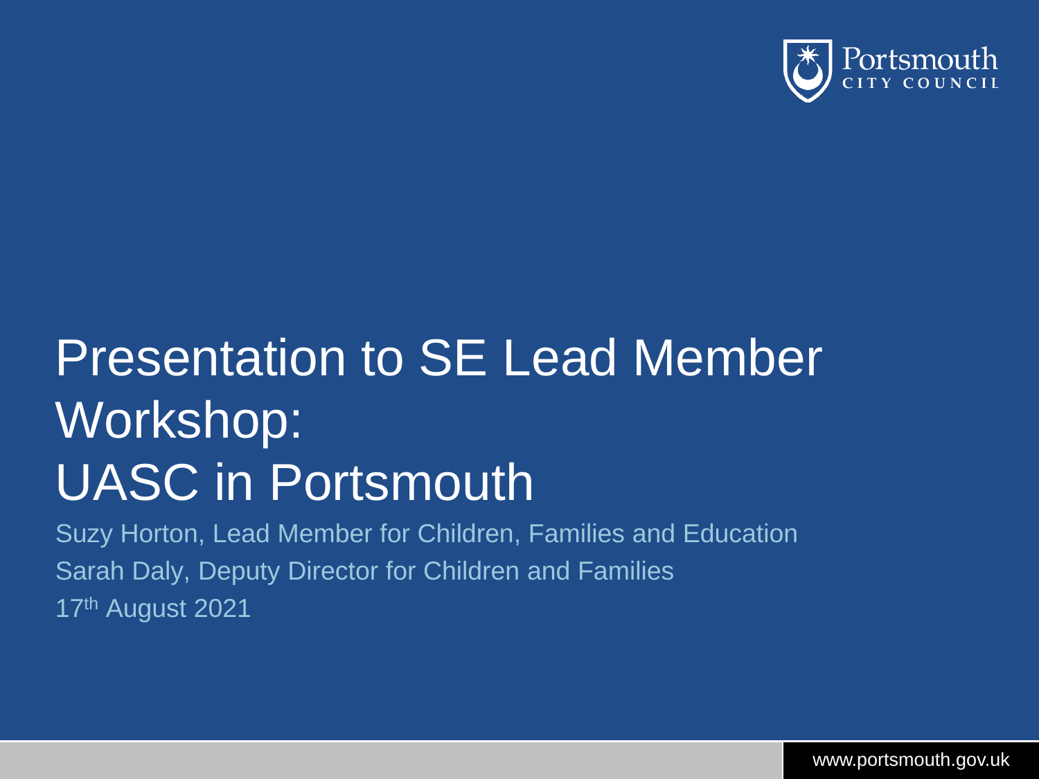# Presentation to SE Lead Member Workshop: UASC in Portsmouth

Suzy Horton, Lead Member for Children, Families and Education

Sarah Daly, Deputy Director for Children and Families

17th August 2021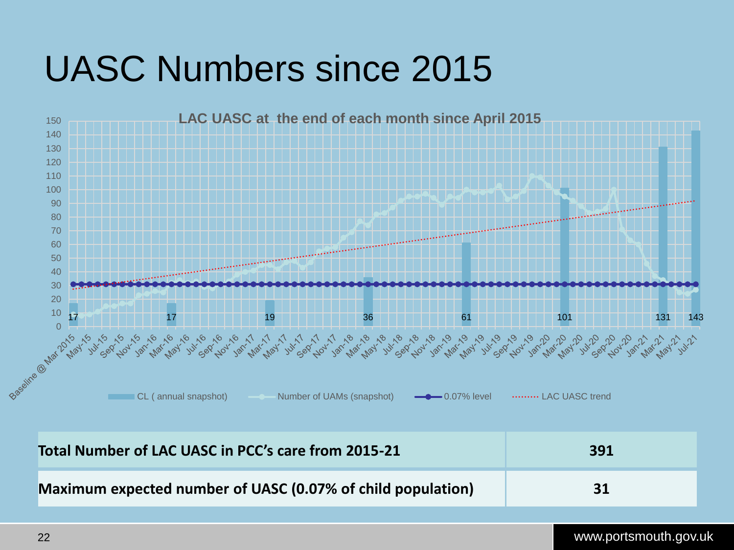# UASC Numbers since 2015

**LAC UASC at the end of each month since April 2015**

CL ( annual snapshot): Baseline @ Mar 2015: 17; Mar-16: 17; Mar-17: 19; Mar-18: 36; Mar-19: 61; Mar-20: 101; Mar-21: 131; Jul-21: 143

Legend: CL ( annual snapshot) | Number of UAMs (snapshot) | 0.07% level | LAC UASC trend

| Total Number of LAC UASC in PCC's care from 2015-21 | 391 |
|---|---|
| Maximum expected number of UASC (0.07% of child population) | 31 |

www.portsmouth.gov.uk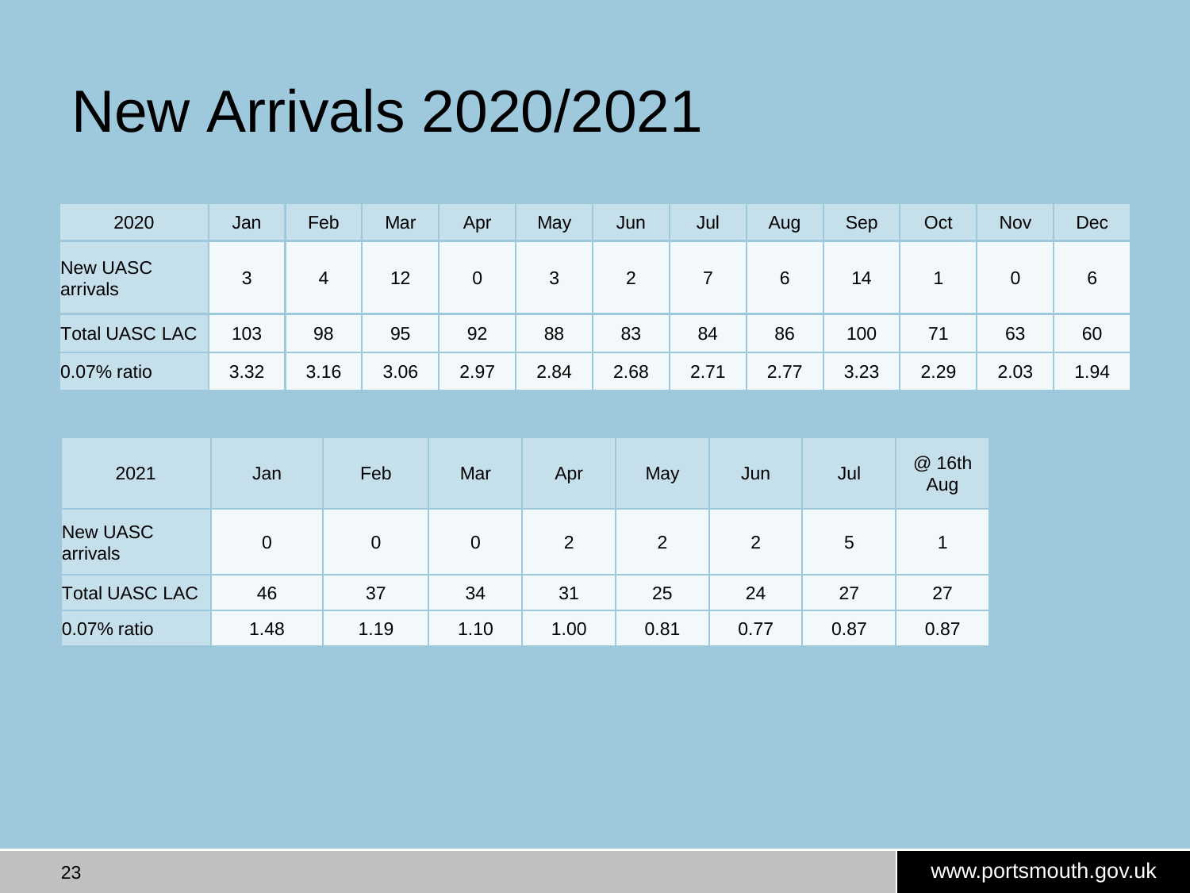# New Arrivals 2020/2021

| 2020 | Jan | Feb | Mar | Apr | May | Jun | Jul | Aug | Sep | Oct | Nov | Dec |
|---|---|---|---|---|---|---|---|---|---|---|---|---|
| New UASC arrivals | 3 | 4 | 12 | 0 | 3 | 2 | 7 | 6 | 14 | 1 | 0 | 6 |
| Total UASC LAC | 103 | 98 | 95 | 92 | 88 | 83 | 84 | 86 | 100 | 71 | 63 | 60 |
| 0.07% ratio | 3.32 | 3.16 | 3.06 | 2.97 | 2.84 | 2.68 | 2.71 | 2.77 | 3.23 | 2.29 | 2.03 | 1.94 |

| 2021 | Jan | Feb | Mar | Apr | May | Jun | Jul | @ 16th Aug |
|---|---|---|---|---|---|---|---|---|
| New UASC arrivals | 0 | 0 | 0 | 2 | 2 | 2 | 5 | 1 |
| Total UASC LAC | 46 | 37 | 34 | 31 | 25 | 24 | 27 | 27 |
| 0.07% ratio | 1.48 | 1.19 | 1.10 | 1.00 | 0.81 | 0.77 | 0.87 | 0.87 |

www.portsmouth.gov.uk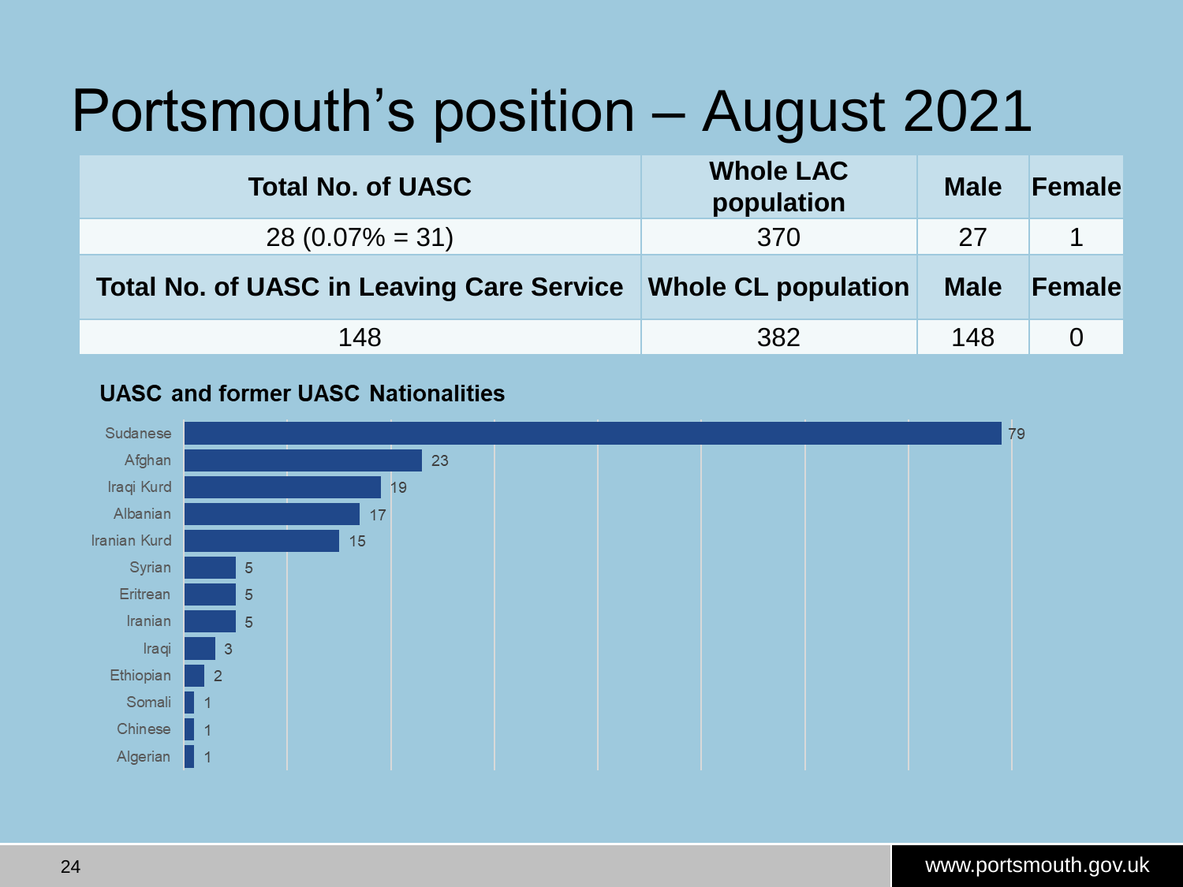# Portsmouth's position – August 2021

| Total No. of UASC | Whole LAC population | Male | Female |
|---|---|---|---|
| 28 (0.07% = 31) | 370 | 27 | 1 |
| **Total No. of UASC in Leaving Care Service** | **Whole CL population** | **Male** | **Female** |
| 148 | 382 | 148 | 0 |

**UASC and former UASC Nationalities**

| Nationality | Number |
|---|---|
| Sudanese | 79 |
| Afghan | 23 |
| Iraqi Kurd | 19 |
| Albanian | 17 |
| Iranian Kurd | 15 |
| Syrian | 5 |
| Eritrean | 5 |
| Iranian | 5 |
| Iraqi | 3 |
| Ethiopian | 2 |
| Somali | 1 |
| Chinese | 1 |
| Algerian | 1 |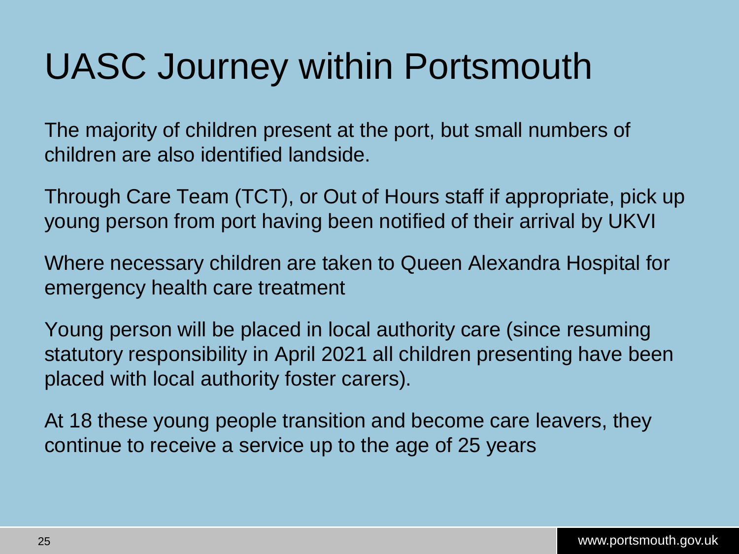# UASC Journey within Portsmouth

The majority of children present at the port, but small numbers of children are also identified landside.

Through Care Team (TCT), or Out of Hours staff if appropriate, pick up young person from port having been notified of their arrival by UKVI

Where necessary children are taken to Queen Alexandra Hospital for emergency health care treatment

Young person will be placed in local authority care (since resuming statutory responsibility in April 2021 all children presenting have been placed with local authority foster carers).

At 18 these young people transition and become care leavers, they continue to receive a service up to the age of 25 years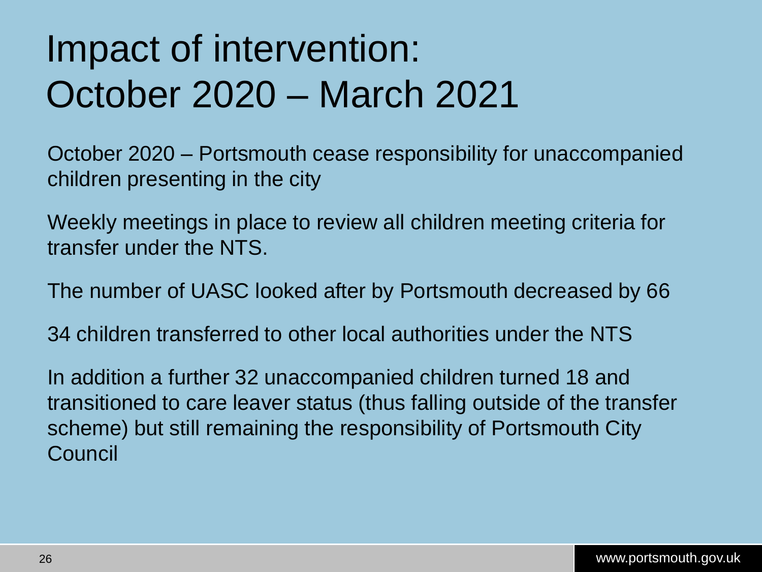# Impact of intervention: October 2020 – March 2021

October 2020 – Portsmouth cease responsibility for unaccompanied children presenting in the city

Weekly meetings in place to review all children meeting criteria for transfer under the NTS.

The number of UASC looked after by Portsmouth decreased by 66

34 children transferred to other local authorities under the NTS

In addition a further 32 unaccompanied children turned 18 and transitioned to care leaver status (thus falling outside of the transfer scheme) but still remaining the responsibility of Portsmouth City Council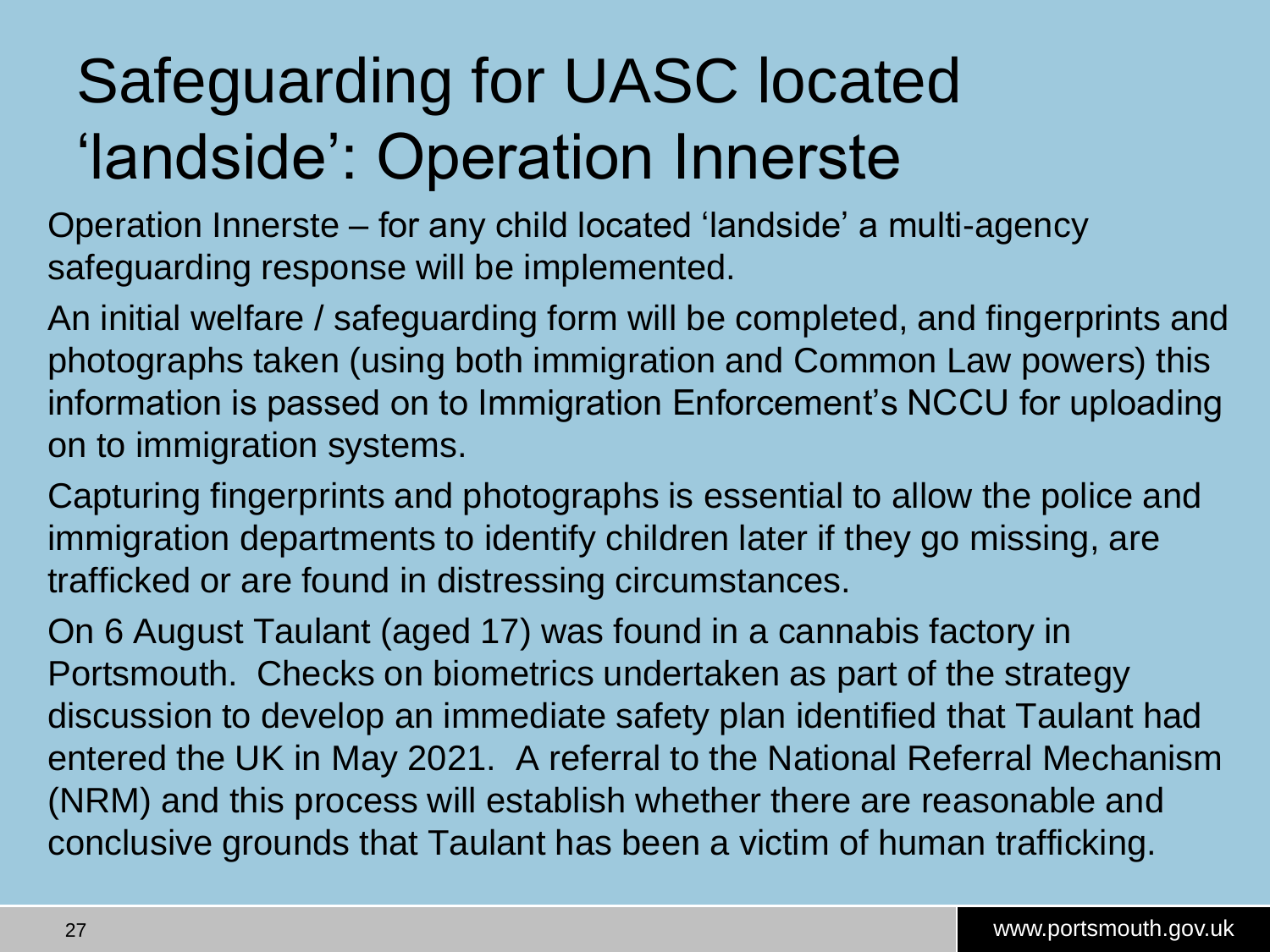# Safeguarding for UASC located 'landside': Operation Innerste

Operation Innerste – for any child located 'landside' a multi-agency safeguarding response will be implemented.

An initial welfare / safeguarding form will be completed, and fingerprints and photographs taken (using both immigration and Common Law powers) this information is passed on to Immigration Enforcement's NCCU for uploading on to immigration systems.

Capturing fingerprints and photographs is essential to allow the police and immigration departments to identify children later if they go missing, are trafficked or are found in distressing circumstances.

On 6 August Taulant (aged 17) was found in a cannabis factory in Portsmouth. Checks on biometrics undertaken as part of the strategy discussion to develop an immediate safety plan identified that Taulant had entered the UK in May 2021. A referral to the National Referral Mechanism (NRM) and this process will establish whether there are reasonable and conclusive grounds that Taulant has been a victim of human trafficking.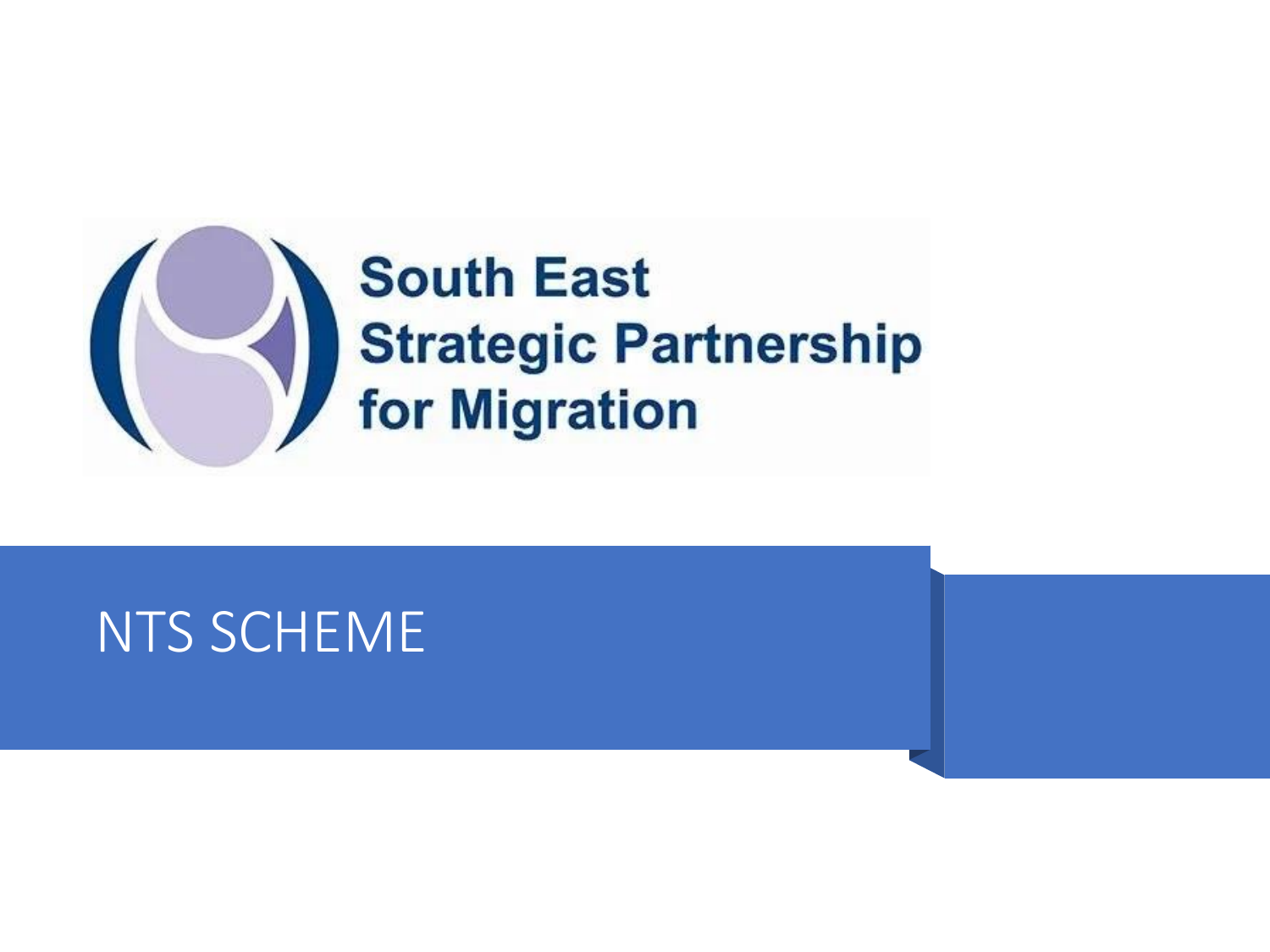South East Strategic Partnership for Migration

# NTS SCHEME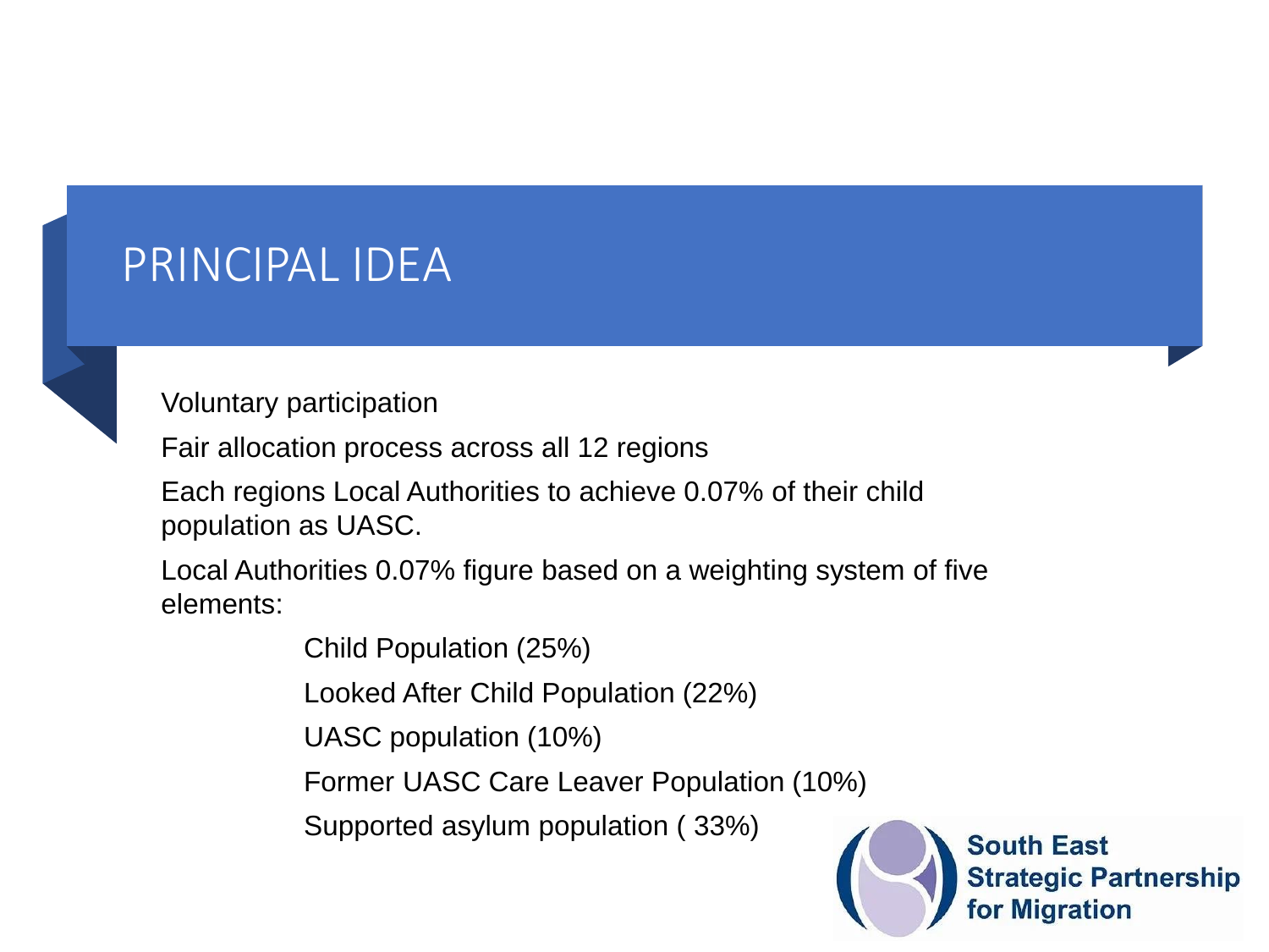# PRINCIPAL IDEA

Voluntary participation

Fair allocation process across all 12 regions

Each regions Local Authorities to achieve 0.07% of their child population as UASC.

Local Authorities 0.07% figure based on a weighting system of five elements:

- Child Population (25%)
- Looked After Child Population (22%)
- UASC population (10%)
- Former UASC Care Leaver Population (10%)
- Supported asylum population ( 33%)

South East Strategic Partnership for Migration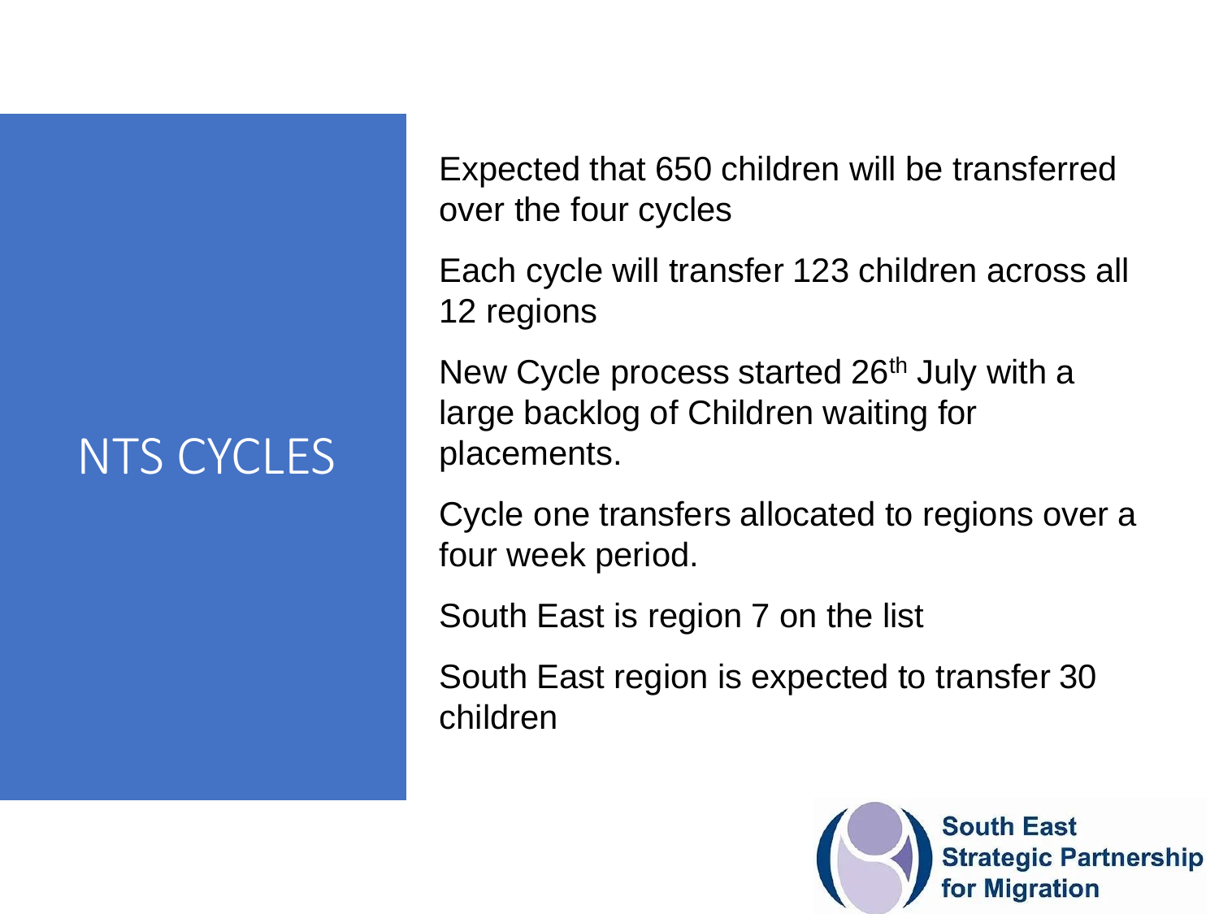# NTS CYCLES

Expected that 650 children will be transferred over the four cycles

Each cycle will transfer 123 children across all 12 regions

New Cycle process started 26th July with a large backlog of Children waiting for placements.

Cycle one transfers allocated to regions over a four week period.

South East is region 7 on the list

South East region is expected to transfer 30 children

South East Strategic Partnership for Migration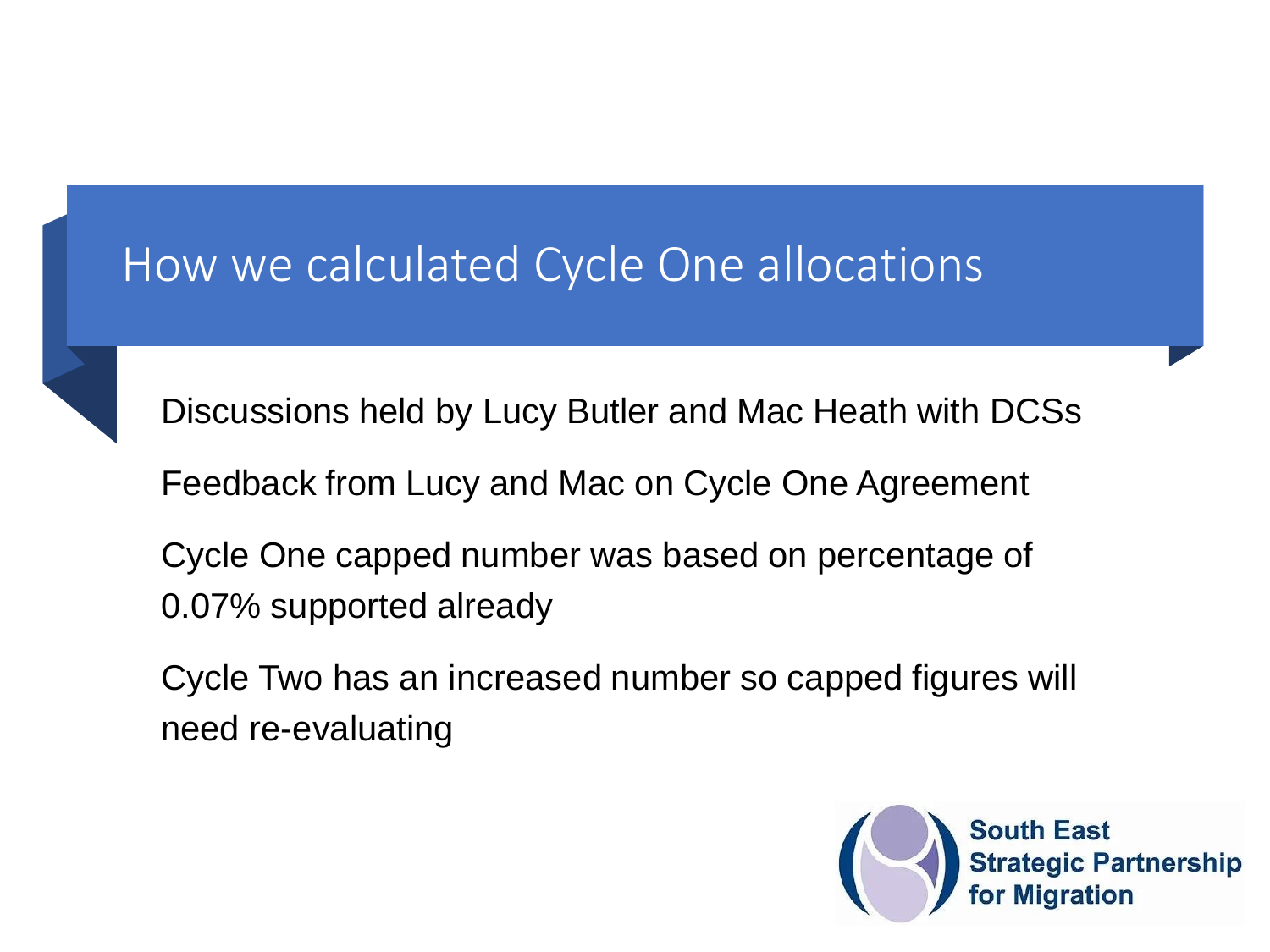# How we calculated Cycle One allocations

Discussions held by Lucy Butler and Mac Heath with DCSs

Feedback from Lucy and Mac on Cycle One Agreement

Cycle One capped number was based on percentage of 0.07% supported already

Cycle Two has an increased number so capped figures will need re-evaluating

South East Strategic Partnership for Migration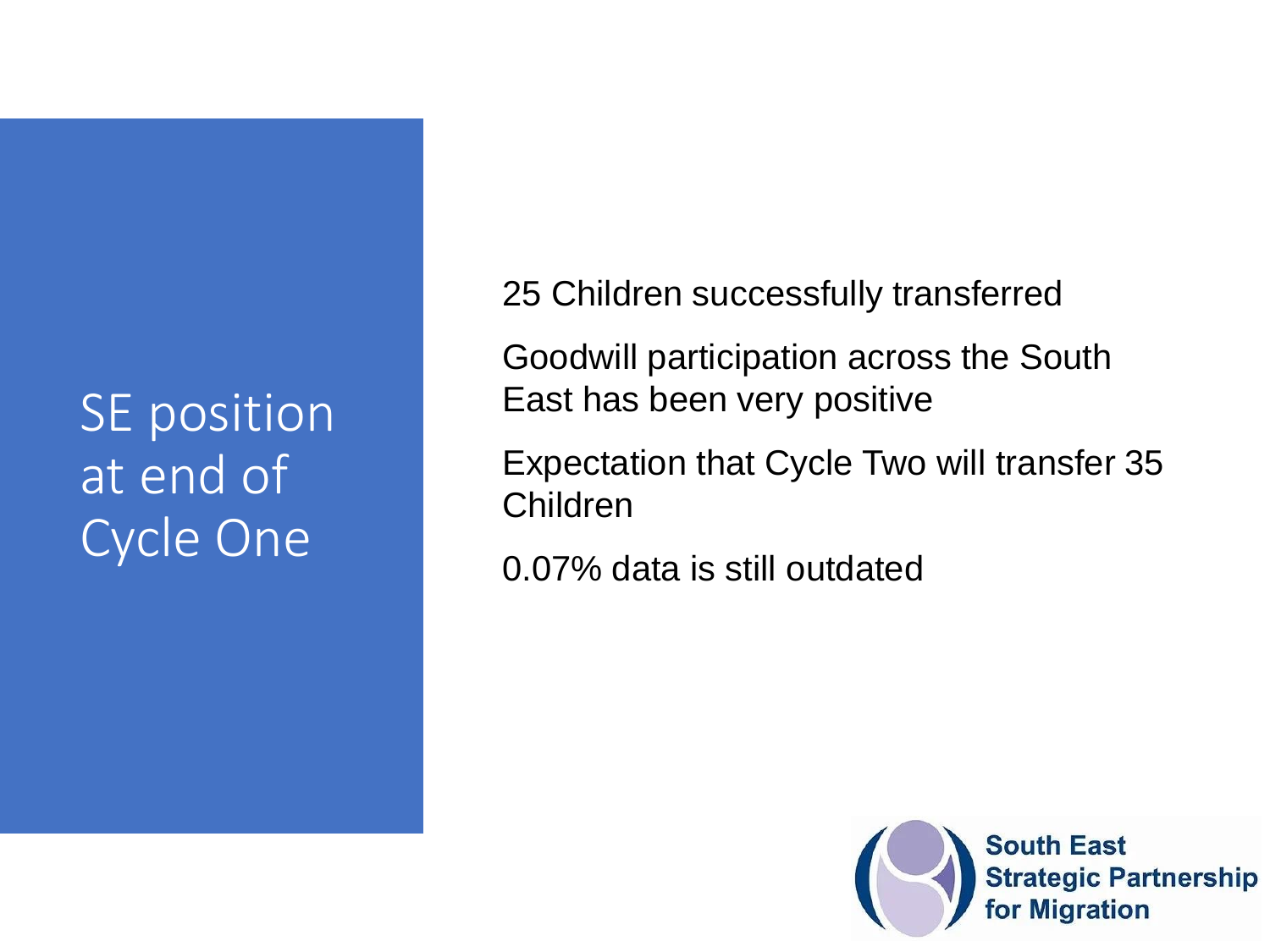# SE position at end of Cycle One

25 Children successfully transferred

Goodwill participation across the South East has been very positive

Expectation that Cycle Two will transfer 35 Children

0.07% data is still outdated

South East Strategic Partnership for Migration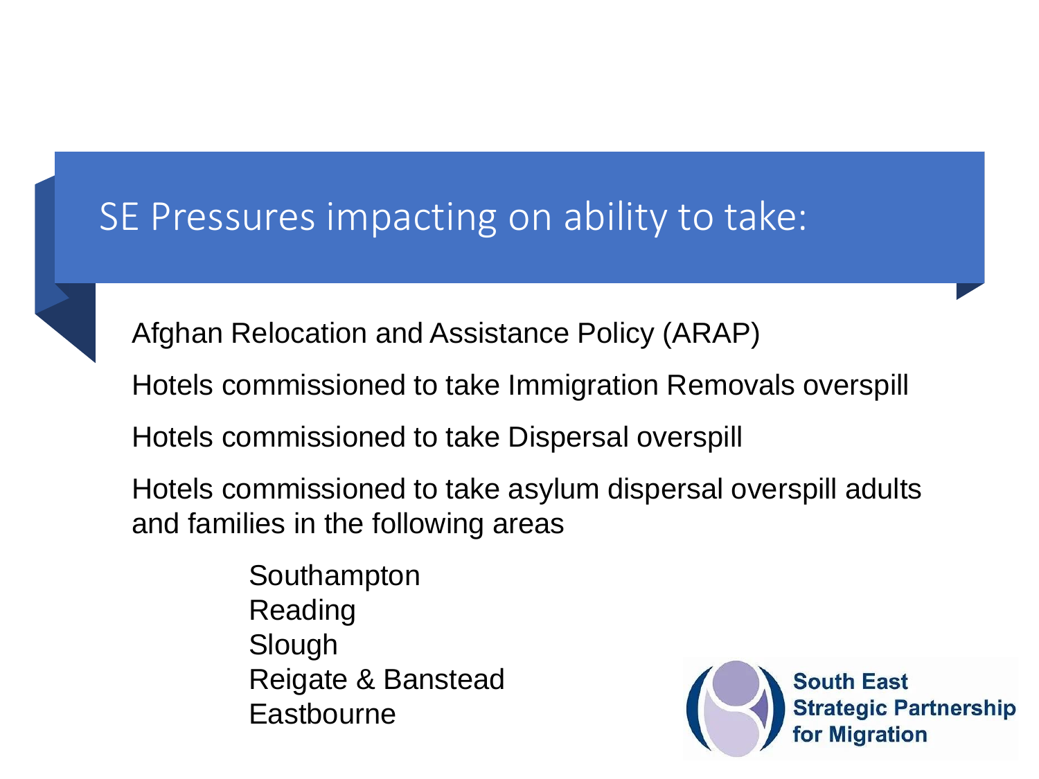# SE Pressures impacting on ability to take:

Afghan Relocation and Assistance Policy (ARAP)

Hotels commissioned to take Immigration Removals overspill

Hotels commissioned to take Dispersal overspill

Hotels commissioned to take asylum dispersal overspill adults and families in the following areas

- Southampton
- Reading
- Slough
- Reigate & Banstead
- Eastbourne

South East Strategic Partnership for Migration